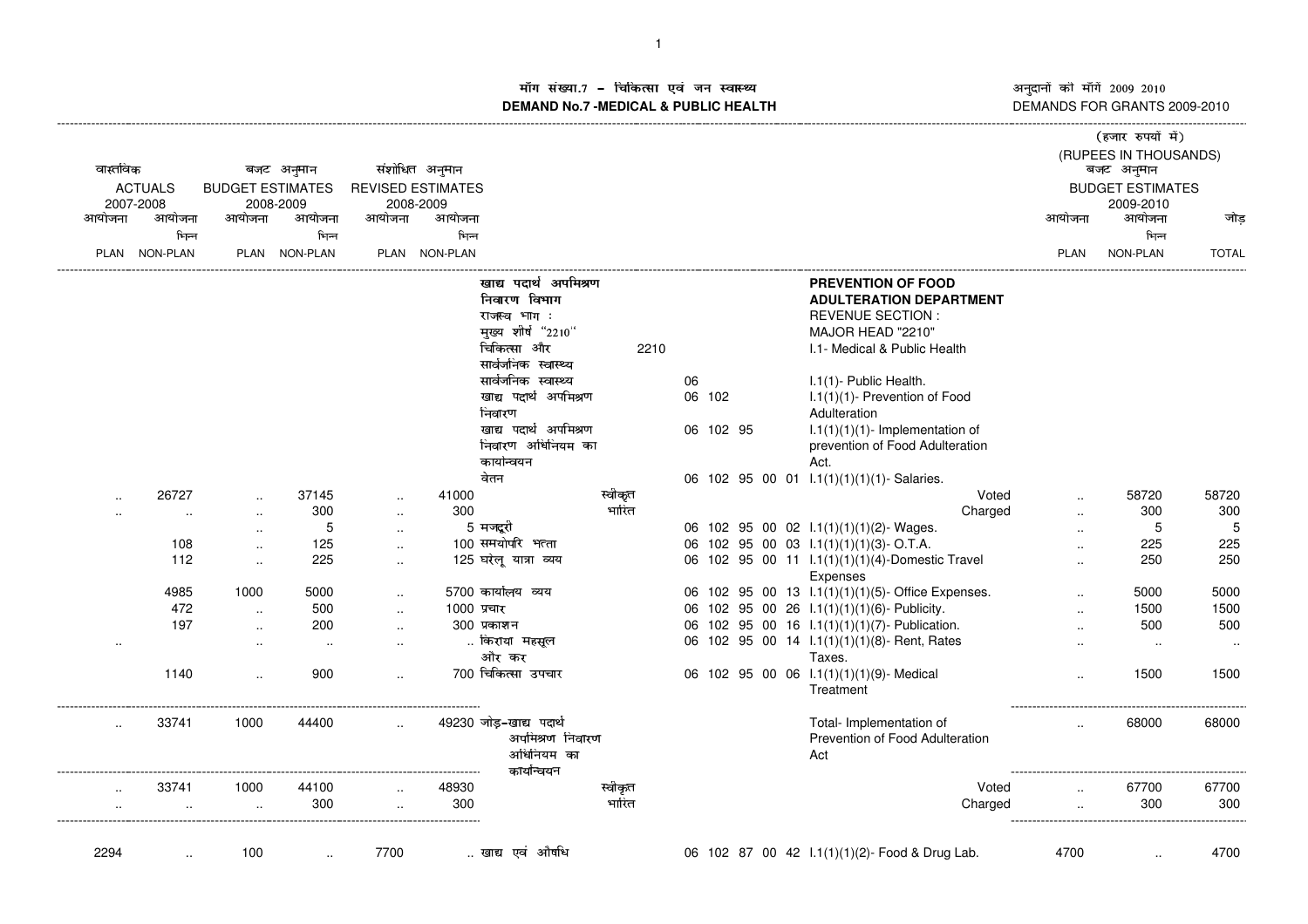मॉंग संख्या.7 – चिकित्सा एवं जन स्वास्थ्य
**DEMAND No.7 -MEDICAL & PUBLIC HEALTH**

अनुदानों को मॉंगें 2009 2010
DEMANDS FOR GRANTS 2009-2010

(हजार रुपयों में)
(RUPEES IN THOUSANDS)

| वास्तविक ACTUALS 2007-2008 आयोजना PLAN | आयोजना भिन्न NON-PLAN | बजट अनुमान BUDGET ESTIMATES 2008-2009 आयोजना PLAN | आयोजना भिन्न NON-PLAN | संशोधित अनुमान REVISED ESTIMATES 2008-2009 आयोजना PLAN | आयोजना भिन्न NON-PLAN | | | | बजट अनुमान BUDGET ESTIMATES 2009-2010 आयोजना PLAN | आयोजना भिन्न NON-PLAN | जोड़ TOTAL |
|---|---|---|---|---|---|---|---|---|---|---|---|
| | | | | | | खाद्य पदार्थ अपमिश्रण निवारण विभाग | | **PREVENTION OF FOOD ADULTERATION DEPARTMENT** | | | |
| | | | | | | राजस्व भाग : | | REVENUE SECTION : | | | |
| | | | | | | मुख्य शीर्ष "2210" | | MAJOR HEAD "2210" | | | |
| | | | | | | चिकित्सा और सार्वजनिक स्वास्थ्य | 2210 | I.1- Medical & Public Health | | | |
| | | | | | | सार्वजनिक स्वास्थ्य | 06 | I.1(1)- Public Health. | | | |
| | | | | | | खाद्य पदार्थ अपमिश्रण निवारण | 06 102 | I.1(1)(1)- Prevention of Food Adulteration | | | |
| | | | | | | खाद्य पदार्थ अपमिश्रण निवारण अधिनियम का कार्यान्वयन | 06 102 95 | I.1(1)(1)(1)- Implementation of prevention of Food Adulteration Act. | | | |
| | | | | | | वेतन | 06 102 95 00 01 | I.1(1)(1)(1)(1)- Salaries. | | | |
| .. | 26727 | .. | 37145 | .. | 41000 | स्वीकृत | | Voted | .. | 58720 | 58720 |
| .. | .. | .. | 300 | .. | 300 | भारित | | Charged | .. | 300 | 300 |
| | | .. | 5 | .. | 5 | मजदूरी | 06 102 95 00 02 | I.1(1)(1)(1)(2)- Wages. | .. | 5 | 5 |
| | 108 | .. | 125 | .. | 100 | समयोपरि भत्ता | 06 102 95 00 03 | I.1(1)(1)(1)(3)- O.T.A. | .. | 225 | 225 |
| | 112 | .. | 225 | .. | 125 | घरेलू यात्रा व्यय | 06 102 95 00 11 | I.1(1)(1)(1)(4)-Domestic Travel Expenses | .. | 250 | 250 |
| | 4985 | 1000 | 5000 | .. | 5700 | कार्यालय व्यय | 06 102 95 00 13 | I.1(1)(1)(1)(5)- Office Expenses. | .. | 5000 | 5000 |
| | 472 | .. | 500 | .. | 1000 | प्रचार | 06 102 95 00 26 | I.1(1)(1)(1)(6)- Publicity. | .. | 1500 | 1500 |
| | 197 | .. | 200 | .. | 300 | प्रकाशन | 06 102 95 00 16 | I.1(1)(1)(1)(7)- Publication. | .. | 500 | 500 |
| .. | .. | .. | .. | .. | .. | किराया महसूल और कर | 06 102 95 00 14 | I.1(1)(1)(1)(8)- Rent, Rates Taxes. | .. | .. | .. |
| | 1140 | .. | 900 | .. | 700 | चिकित्सा उपचार | 06 102 95 00 06 | I.1(1)(1)(1)(9)- Medical Treatment | .. | 1500 | 1500 |
| .. | 33741 | 1000 | 44400 | .. | 49230 | जोड़-खाद्य पदार्थ अपमिश्रण निवारण अधिनियम का कार्यान्वयन | | Total- Implementation of Prevention of Food Adulteration Act | .. | 68000 | 68000 |
| .. | 33741 | 1000 | 44100 | .. | 48930 | स्वीकृत | | Voted | .. | 67700 | 67700 |
| .. | .. | .. | 300 | .. | 300 | भारित | | Charged | .. | 300 | 300 |
| 2294 | .. | 100 | .. | 7700 | .. | खाद्य एवं औषधि | 06 102 87 00 42 | I.1(1)(1)(2)- Food & Drug Lab. | 4700 | .. | 4700 |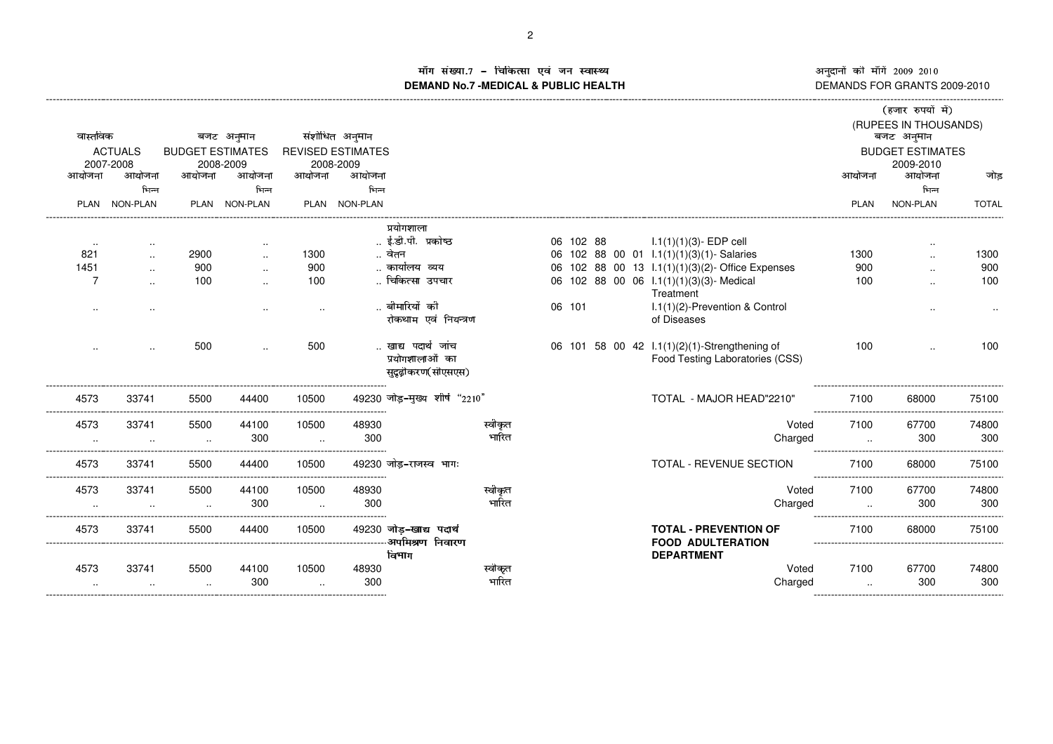# मॉग संख्या.7 – चिकित्सा एवं जन स्वास्थ्य
## DEMAND No.7 -MEDICAL & PUBLIC HEALTH

अनुदानों की मॉंगें 2009 2010
DEMANDS FOR GRANTS 2009-2010

(हजार रुपयों में)
(RUPEES IN THOUSANDS)

| वास्तविक ACTUALS 2007-2008 | | बजट अनुमान BUDGET ESTIMATES 2008-2009 | | संशोधित अनुमान REVISED ESTIMATES 2008-2009 | | | | | बजट अनुमान BUDGET ESTIMATES 2009-2010 | | |
|---|---|---|---|---|---|---|---|---|---|---|---|
| आयोजना PLAN | आयोजना भिन्न NON-PLAN | आयोजना PLAN | आयोजना भिन्न NON-PLAN | आयोजना PLAN | आयोजना भिन्न NON-PLAN | | | | आयोजना PLAN | आयोजना भिन्न NON-PLAN | जोड़ TOTAL |
| | | | | | | प्रयोगशाला | | | | | |
| .. | .. | | .. | | | .. ई.डी.पी. प्रकोष्ठ | 06 102 88 | I.1(1)(1)(3)- EDP cell | | .. | |
| 821 | .. | 2900 | .. | 1300 | | .. वेतन | 06 102 88 00 01 | I.1(1)(1)(3)(1)- Salaries | 1300 | .. | 1300 |
| 1451 | .. | 900 | .. | 900 | | .. कार्यालय व्यय | 06 102 88 00 13 | I.1(1)(1)(3)(2)- Office Expenses | 900 | .. | 900 |
| 7 | .. | 100 | .. | 100 | | .. चिकित्सा उपचार | 06 102 88 00 06 | I.1(1)(1)(3)(3)- Medical Treatment | 100 | .. | 100 |
| .. | .. | | .. | .. | | .. बीमारियों की रोकथाम एवं नियन्त्रण | 06 101 | I.1(1)(2)-Prevention & Control of Diseases | | .. | .. |
| .. | .. | 500 | .. | 500 | | .. खाद्य पदार्थ जांच प्रयोगशालाओं का सुदृढ़ीकरण(सीएसएस) | 06 101 58 00 42 | I.1(1)(2)(1)-Strengthening of Food Testing Laboratories (CSS) | 100 | .. | 100 |
| 4573 | 33741 | 5500 | 44400 | 10500 | 49230 | जोड़-मुख्य शीर्ष "2210" | | TOTAL - MAJOR HEAD"2210" | 7100 | 68000 | 75100 |
| 4573 | 33741 | 5500 | 44100 | 10500 | 48930 | स्वीकृत | | Voted | 7100 | 67700 | 74800 |
| .. | .. | .. | 300 | .. | 300 | भारित | | Charged | .. | 300 | 300 |
| 4573 | 33741 | 5500 | 44400 | 10500 | 49230 | जोड़-राजस्व भागः | | TOTAL - REVENUE SECTION | 7100 | 68000 | 75100 |
| 4573 | 33741 | 5500 | 44100 | 10500 | 48930 | स्वीकृत | | Voted | 7100 | 67700 | 74800 |
| .. | .. | .. | 300 | .. | 300 | भारित | | Charged | .. | 300 | 300 |
| 4573 | 33741 | 5500 | 44400 | 10500 | 49230 | **जोड़-खाद्य पदार्थ अपमिश्रण निवारण विभाग** | | **TOTAL - PREVENTION OF FOOD ADULTERATION DEPARTMENT** | 7100 | 68000 | 75100 |
| 4573 | 33741 | 5500 | 44100 | 10500 | 48930 | स्वीकृत | | Voted | 7100 | 67700 | 74800 |
| .. | .. | .. | 300 | .. | 300 | भारित | | Charged | .. | 300 | 300 |